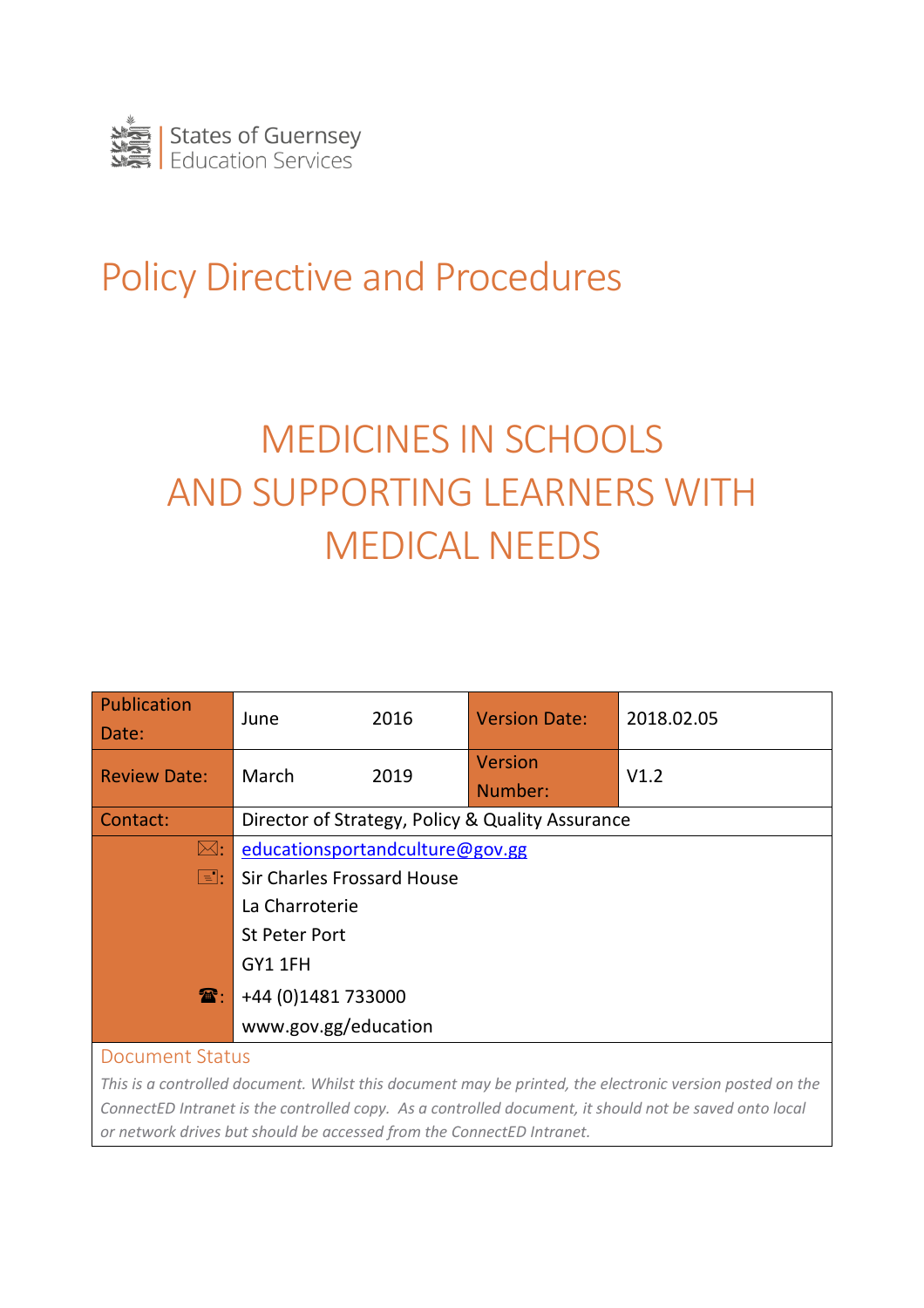States of Guernsey
Education Services

# Policy Directive and Procedures

# MEDICINES IN SCHOOLS AND SUPPORTING LEARNERS WITH MEDICAL NEEDS

| Publication Date: | June | 2016 | Version Date: | 2018.02.05 |
|---|---|---|---|---|
| Review Date: | March | 2019 | Version Number: | V1.2 |
| Contact: | Director of Strategy, Policy & Quality Assurance | | | |
| ✉: | educationsportandculture@gov.gg | | | |
| 📇: | Sir Charles Frossard House<br>La Charroterie<br>St Peter Port<br>GY1 1FH | | | |
| ☎: | +44 (0)1481 733000<br>www.gov.gg/education | | | |

## Document Status

*This is a controlled document. Whilst this document may be printed, the electronic version posted on the ConnectED Intranet is the controlled copy. As a controlled document, it should not be saved onto local or network drives but should be accessed from the ConnectED Intranet.*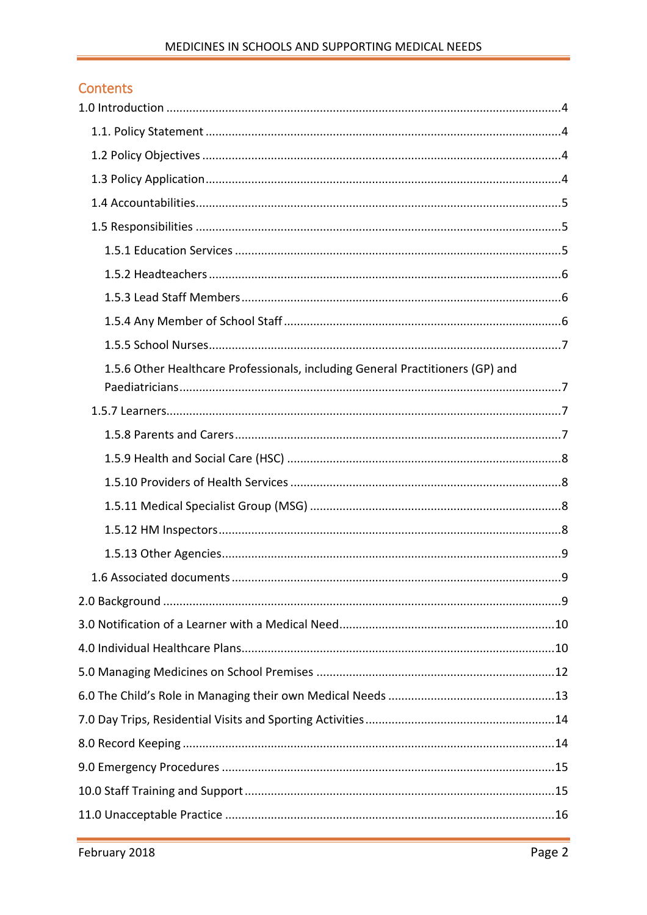## Contents

1.0 Introduction ....................................................................................................................4

- 1.1. Policy Statement ..........................................................................................................4
- 1.2 Policy Objectives ...........................................................................................................4
- 1.3 Policy Application..........................................................................................................4
- 1.4 Accountabilities.............................................................................................................5
- 1.5 Responsibilities .............................................................................................................5
  - 1.5.1 Education Services ..................................................................................................5
  - 1.5.2 Headteachers .........................................................................................................6
  - 1.5.3 Lead Staff Members ................................................................................................6
  - 1.5.4 Any Member of School Staff ....................................................................................6
  - 1.5.5 School Nurses..........................................................................................................7
  - 1.5.6 Other Healthcare Professionals, including General Practitioners (GP) and Paediatricians...................................................................................................................7
- 1.5.7 Learners.......................................................................................................................7
  - 1.5.8 Parents and Carers ..................................................................................................7
  - 1.5.9 Health and Social Care (HSC) ...................................................................................8
  - 1.5.10 Providers of Health Services ..................................................................................8
  - 1.5.11 Medical Specialist Group (MSG) ............................................................................8
  - 1.5.12 HM Inspectors.......................................................................................................8
  - 1.5.13 Other Agencies......................................................................................................9
- 1.6 Associated documents ...................................................................................................9

2.0 Background ........................................................................................................................9

3.0 Notification of a Learner with a Medical Need.................................................................10

4.0 Individual Healthcare Plans..............................................................................................10

5.0 Managing Medicines on School Premises ........................................................................12

6.0 The Child's Role in Managing their own Medical Needs ..................................................13

7.0 Day Trips, Residential Visits and Sporting Activities.........................................................14

8.0 Record Keeping ................................................................................................................14

9.0 Emergency Procedures ....................................................................................................15

10.0 Staff Training and Support .............................................................................................15

11.0 Unacceptable Practice ...................................................................................................16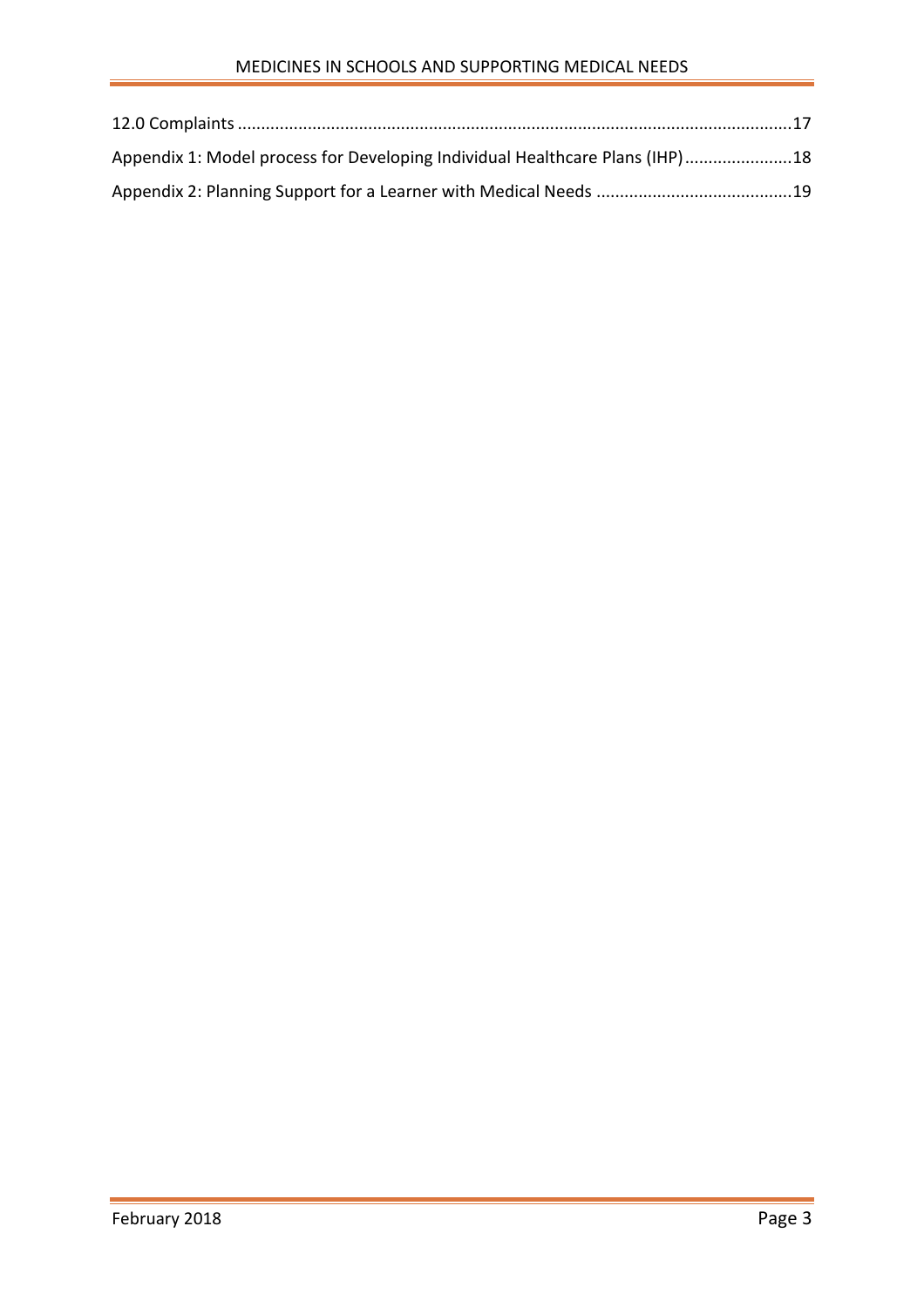12.0 Complaints ....................................................................................................................17

Appendix 1: Model process for Developing Individual Healthcare Plans (IHP).......................18

Appendix 2: Planning Support for a Learner with Medical Needs .........................................19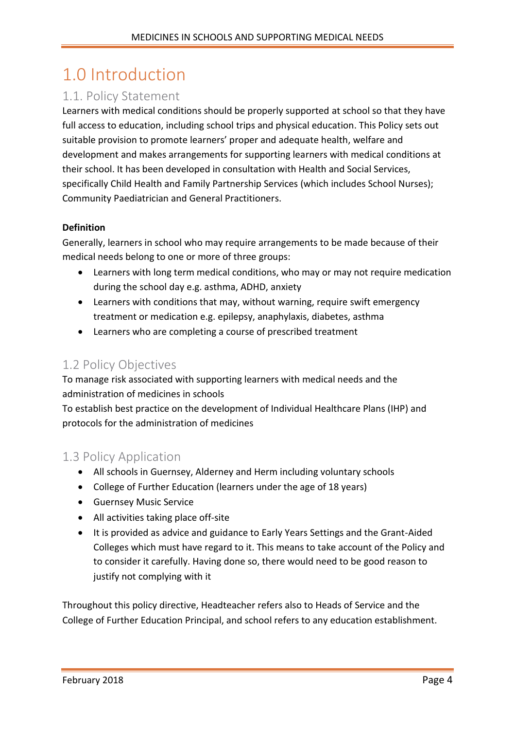# 1.0 Introduction

## 1.1. Policy Statement

Learners with medical conditions should be properly supported at school so that they have full access to education, including school trips and physical education. This Policy sets out suitable provision to promote learners' proper and adequate health, welfare and development and makes arrangements for supporting learners with medical conditions at their school. It has been developed in consultation with Health and Social Services, specifically Child Health and Family Partnership Services (which includes School Nurses); Community Paediatrician and General Practitioners.

**Definition**

Generally, learners in school who may require arrangements to be made because of their medical needs belong to one or more of three groups:

- Learners with long term medical conditions, who may or may not require medication during the school day e.g. asthma, ADHD, anxiety
- Learners with conditions that may, without warning, require swift emergency treatment or medication e.g. epilepsy, anaphylaxis, diabetes, asthma
- Learners who are completing a course of prescribed treatment

## 1.2 Policy Objectives

To manage risk associated with supporting learners with medical needs and the administration of medicines in schools

To establish best practice on the development of Individual Healthcare Plans (IHP) and protocols for the administration of medicines

## 1.3 Policy Application

- All schools in Guernsey, Alderney and Herm including voluntary schools
- College of Further Education (learners under the age of 18 years)
- Guernsey Music Service
- All activities taking place off-site
- It is provided as advice and guidance to Early Years Settings and the Grant-Aided Colleges which must have regard to it. This means to take account of the Policy and to consider it carefully. Having done so, there would need to be good reason to justify not complying with it

Throughout this policy directive, Headteacher refers also to Heads of Service and the College of Further Education Principal, and school refers to any education establishment.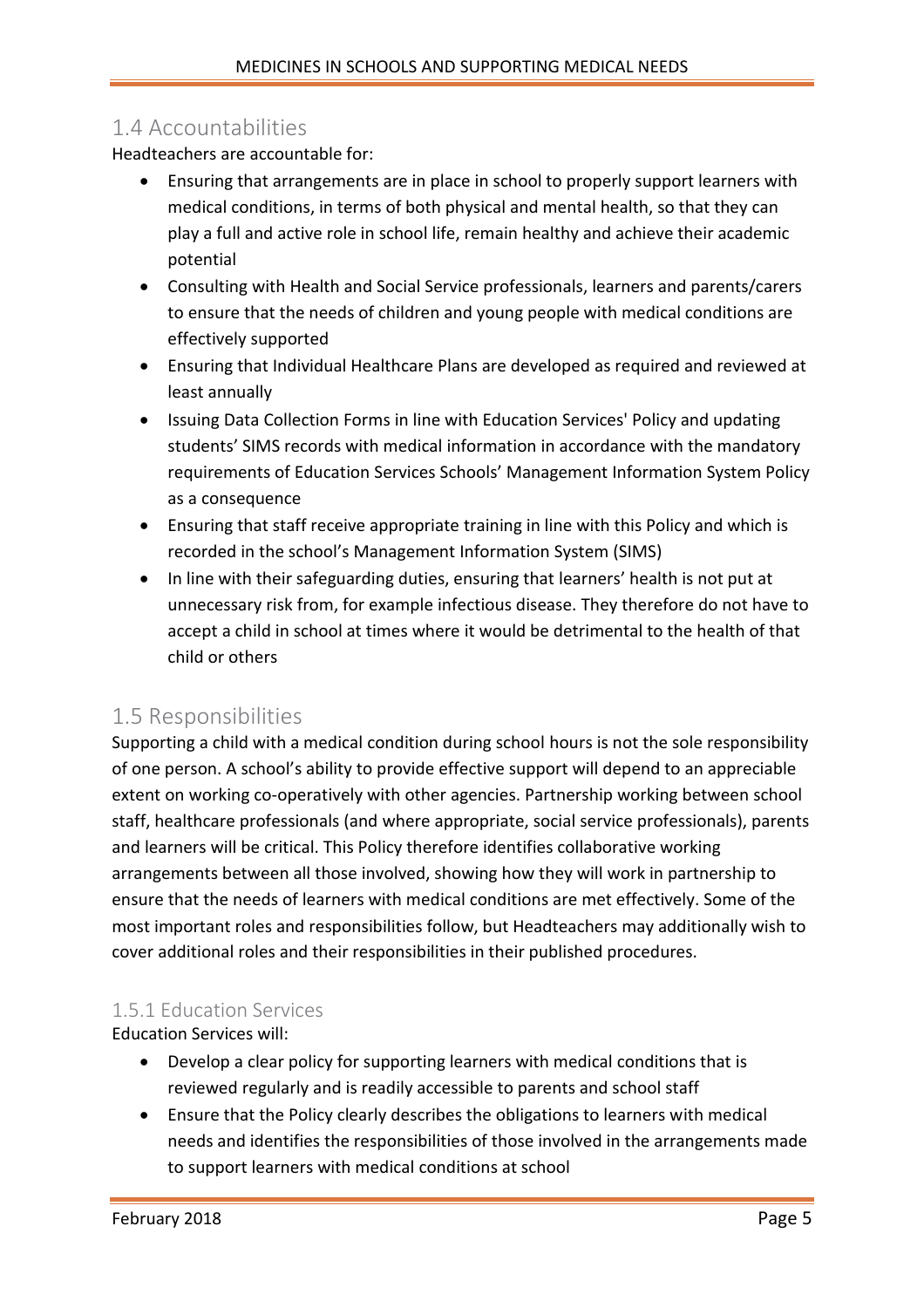## 1.4 Accountabilities

Headteachers are accountable for:

- Ensuring that arrangements are in place in school to properly support learners with medical conditions, in terms of both physical and mental health, so that they can play a full and active role in school life, remain healthy and achieve their academic potential
- Consulting with Health and Social Service professionals, learners and parents/carers to ensure that the needs of children and young people with medical conditions are effectively supported
- Ensuring that Individual Healthcare Plans are developed as required and reviewed at least annually
- Issuing Data Collection Forms in line with Education Services' Policy and updating students' SIMS records with medical information in accordance with the mandatory requirements of Education Services Schools' Management Information System Policy as a consequence
- Ensuring that staff receive appropriate training in line with this Policy and which is recorded in the school's Management Information System (SIMS)
- In line with their safeguarding duties, ensuring that learners' health is not put at unnecessary risk from, for example infectious disease. They therefore do not have to accept a child in school at times where it would be detrimental to the health of that child or others

## 1.5 Responsibilities

Supporting a child with a medical condition during school hours is not the sole responsibility of one person. A school's ability to provide effective support will depend to an appreciable extent on working co-operatively with other agencies. Partnership working between school staff, healthcare professionals (and where appropriate, social service professionals), parents and learners will be critical. This Policy therefore identifies collaborative working arrangements between all those involved, showing how they will work in partnership to ensure that the needs of learners with medical conditions are met effectively. Some of the most important roles and responsibilities follow, but Headteachers may additionally wish to cover additional roles and their responsibilities in their published procedures.

### 1.5.1 Education Services

Education Services will:

- Develop a clear policy for supporting learners with medical conditions that is reviewed regularly and is readily accessible to parents and school staff
- Ensure that the Policy clearly describes the obligations to learners with medical needs and identifies the responsibilities of those involved in the arrangements made to support learners with medical conditions at school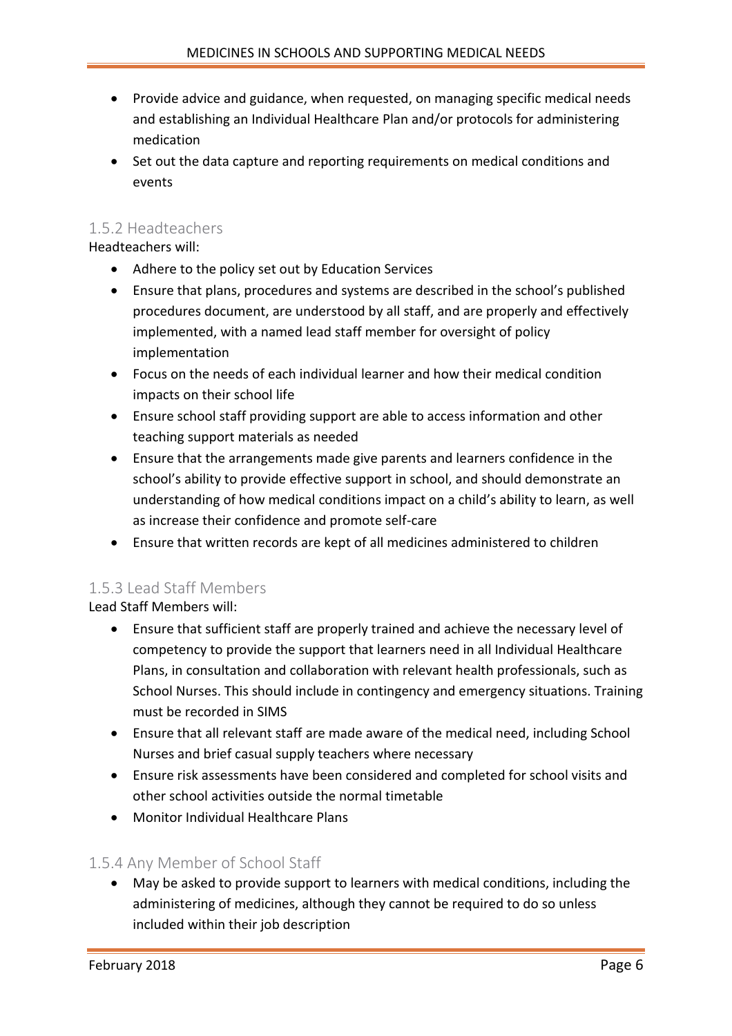- Provide advice and guidance, when requested, on managing specific medical needs and establishing an Individual Healthcare Plan and/or protocols for administering medication
- Set out the data capture and reporting requirements on medical conditions and events

### 1.5.2 Headteachers

Headteachers will:

- Adhere to the policy set out by Education Services
- Ensure that plans, procedures and systems are described in the school's published procedures document, are understood by all staff, and are properly and effectively implemented, with a named lead staff member for oversight of policy implementation
- Focus on the needs of each individual learner and how their medical condition impacts on their school life
- Ensure school staff providing support are able to access information and other teaching support materials as needed
- Ensure that the arrangements made give parents and learners confidence in the school's ability to provide effective support in school, and should demonstrate an understanding of how medical conditions impact on a child's ability to learn, as well as increase their confidence and promote self-care
- Ensure that written records are kept of all medicines administered to children

### 1.5.3 Lead Staff Members

Lead Staff Members will:

- Ensure that sufficient staff are properly trained and achieve the necessary level of competency to provide the support that learners need in all Individual Healthcare Plans, in consultation and collaboration with relevant health professionals, such as School Nurses. This should include in contingency and emergency situations. Training must be recorded in SIMS
- Ensure that all relevant staff are made aware of the medical need, including School Nurses and brief casual supply teachers where necessary
- Ensure risk assessments have been considered and completed for school visits and other school activities outside the normal timetable
- Monitor Individual Healthcare Plans

### 1.5.4 Any Member of School Staff

- May be asked to provide support to learners with medical conditions, including the administering of medicines, although they cannot be required to do so unless included within their job description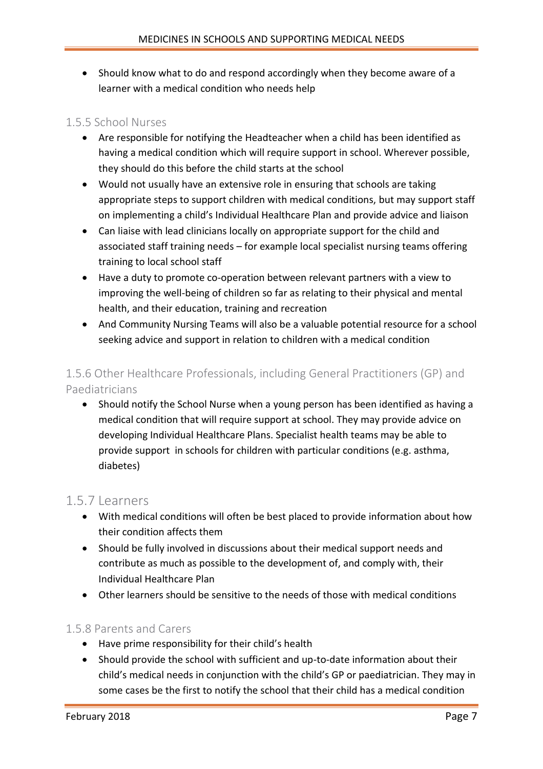- Should know what to do and respond accordingly when they become aware of a learner with a medical condition who needs help

### 1.5.5 School Nurses

- Are responsible for notifying the Headteacher when a child has been identified as having a medical condition which will require support in school. Wherever possible, they should do this before the child starts at the school
- Would not usually have an extensive role in ensuring that schools are taking appropriate steps to support children with medical conditions, but may support staff on implementing a child's Individual Healthcare Plan and provide advice and liaison
- Can liaise with lead clinicians locally on appropriate support for the child and associated staff training needs – for example local specialist nursing teams offering training to local school staff
- Have a duty to promote co-operation between relevant partners with a view to improving the well-being of children so far as relating to their physical and mental health, and their education, training and recreation
- And Community Nursing Teams will also be a valuable potential resource for a school seeking advice and support in relation to children with a medical condition

### 1.5.6 Other Healthcare Professionals, including General Practitioners (GP) and Paediatricians

- Should notify the School Nurse when a young person has been identified as having a medical condition that will require support at school. They may provide advice on developing Individual Healthcare Plans. Specialist health teams may be able to provide support in schools for children with particular conditions (e.g. asthma, diabetes)

## 1.5.7 Learners

- With medical conditions will often be best placed to provide information about how their condition affects them
- Should be fully involved in discussions about their medical support needs and contribute as much as possible to the development of, and comply with, their Individual Healthcare Plan
- Other learners should be sensitive to the needs of those with medical conditions

### 1.5.8 Parents and Carers

- Have prime responsibility for their child's health
- Should provide the school with sufficient and up-to-date information about their child's medical needs in conjunction with the child's GP or paediatrician. They may in some cases be the first to notify the school that their child has a medical condition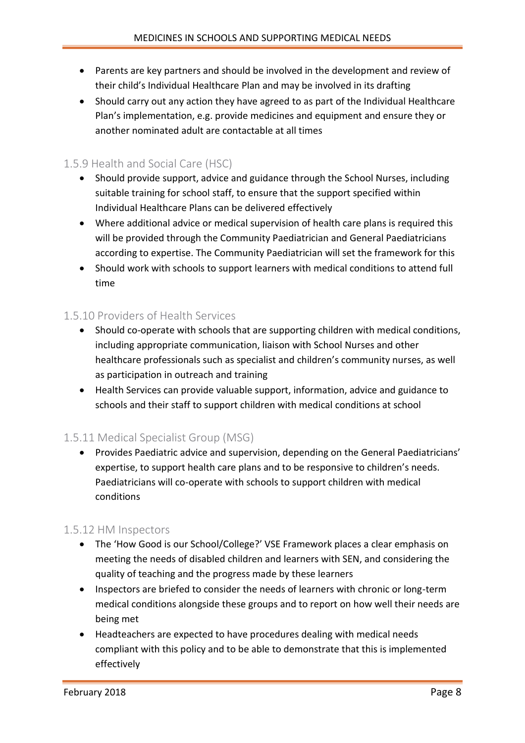- Parents are key partners and should be involved in the development and review of their child's Individual Healthcare Plan and may be involved in its drafting
- Should carry out any action they have agreed to as part of the Individual Healthcare Plan's implementation, e.g. provide medicines and equipment and ensure they or another nominated adult are contactable at all times

### 1.5.9 Health and Social Care (HSC)

- Should provide support, advice and guidance through the School Nurses, including suitable training for school staff, to ensure that the support specified within Individual Healthcare Plans can be delivered effectively
- Where additional advice or medical supervision of health care plans is required this will be provided through the Community Paediatrician and General Paediatricians according to expertise. The Community Paediatrician will set the framework for this
- Should work with schools to support learners with medical conditions to attend full time

### 1.5.10 Providers of Health Services

- Should co-operate with schools that are supporting children with medical conditions, including appropriate communication, liaison with School Nurses and other healthcare professionals such as specialist and children's community nurses, as well as participation in outreach and training
- Health Services can provide valuable support, information, advice and guidance to schools and their staff to support children with medical conditions at school

### 1.5.11 Medical Specialist Group (MSG)

- Provides Paediatric advice and supervision, depending on the General Paediatricians' expertise, to support health care plans and to be responsive to children's needs. Paediatricians will co-operate with schools to support children with medical conditions

### 1.5.12 HM Inspectors

- The 'How Good is our School/College?' VSE Framework places a clear emphasis on meeting the needs of disabled children and learners with SEN, and considering the quality of teaching and the progress made by these learners
- Inspectors are briefed to consider the needs of learners with chronic or long-term medical conditions alongside these groups and to report on how well their needs are being met
- Headteachers are expected to have procedures dealing with medical needs compliant with this policy and to be able to demonstrate that this is implemented effectively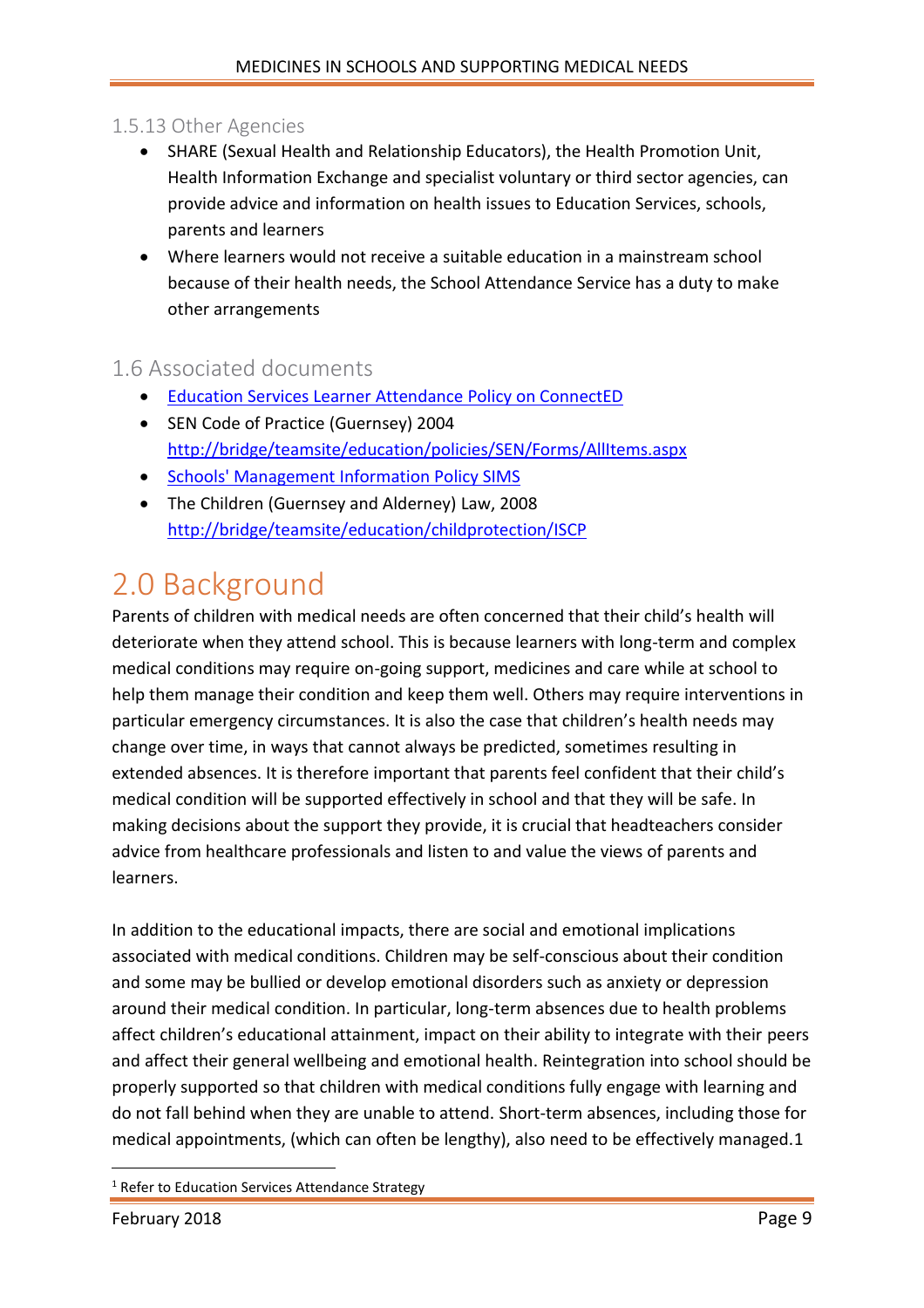### 1.5.13 Other Agencies

- SHARE (Sexual Health and Relationship Educators), the Health Promotion Unit, Health Information Exchange and specialist voluntary or third sector agencies, can provide advice and information on health issues to Education Services, schools, parents and learners
- Where learners would not receive a suitable education in a mainstream school because of their health needs, the School Attendance Service has a duty to make other arrangements

## 1.6 Associated documents

- Education Services Learner Attendance Policy on ConnectED
- SEN Code of Practice (Guernsey) 2004 http://bridge/teamsite/education/policies/SEN/Forms/AllItems.aspx
- Schools' Management Information Policy SIMS
- The Children (Guernsey and Alderney) Law, 2008 http://bridge/teamsite/education/childprotection/ISCP

# 2.0 Background

Parents of children with medical needs are often concerned that their child's health will deteriorate when they attend school. This is because learners with long-term and complex medical conditions may require on-going support, medicines and care while at school to help them manage their condition and keep them well. Others may require interventions in particular emergency circumstances. It is also the case that children's health needs may change over time, in ways that cannot always be predicted, sometimes resulting in extended absences. It is therefore important that parents feel confident that their child's medical condition will be supported effectively in school and that they will be safe. In making decisions about the support they provide, it is crucial that headteachers consider advice from healthcare professionals and listen to and value the views of parents and learners.

In addition to the educational impacts, there are social and emotional implications associated with medical conditions. Children may be self-conscious about their condition and some may be bullied or develop emotional disorders such as anxiety or depression around their medical condition. In particular, long-term absences due to health problems affect children's educational attainment, impact on their ability to integrate with their peers and affect their general wellbeing and emotional health. Reintegration into school should be properly supported so that children with medical conditions fully engage with learning and do not fall behind when they are unable to attend. Short-term absences, including those for medical appointments, (which can often be lengthy), also need to be effectively managed.[1]

[1] Refer to Education Services Attendance Strategy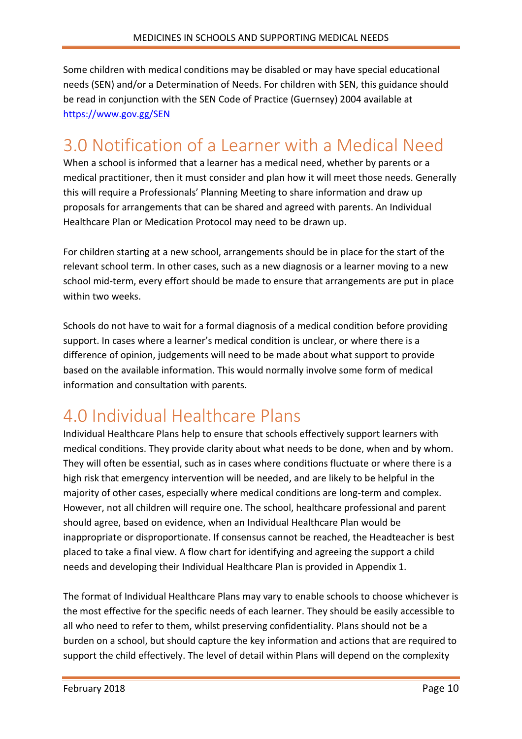Some children with medical conditions may be disabled or may have special educational needs (SEN) and/or a Determination of Needs. For children with SEN, this guidance should be read in conjunction with the SEN Code of Practice (Guernsey) 2004 available at [https://www.gov.gg/SEN](https://www.gov.gg/SEN)

# 3.0 Notification of a Learner with a Medical Need

When a school is informed that a learner has a medical need, whether by parents or a medical practitioner, then it must consider and plan how it will meet those needs. Generally this will require a Professionals' Planning Meeting to share information and draw up proposals for arrangements that can be shared and agreed with parents. An Individual Healthcare Plan or Medication Protocol may need to be drawn up.

For children starting at a new school, arrangements should be in place for the start of the relevant school term. In other cases, such as a new diagnosis or a learner moving to a new school mid-term, every effort should be made to ensure that arrangements are put in place within two weeks.

Schools do not have to wait for a formal diagnosis of a medical condition before providing support. In cases where a learner's medical condition is unclear, or where there is a difference of opinion, judgements will need to be made about what support to provide based on the available information. This would normally involve some form of medical information and consultation with parents.

# 4.0 Individual Healthcare Plans

Individual Healthcare Plans help to ensure that schools effectively support learners with medical conditions. They provide clarity about what needs to be done, when and by whom. They will often be essential, such as in cases where conditions fluctuate or where there is a high risk that emergency intervention will be needed, and are likely to be helpful in the majority of other cases, especially where medical conditions are long-term and complex. However, not all children will require one. The school, healthcare professional and parent should agree, based on evidence, when an Individual Healthcare Plan would be inappropriate or disproportionate. If consensus cannot be reached, the Headteacher is best placed to take a final view. A flow chart for identifying and agreeing the support a child needs and developing their Individual Healthcare Plan is provided in Appendix 1.

The format of Individual Healthcare Plans may vary to enable schools to choose whichever is the most effective for the specific needs of each learner. They should be easily accessible to all who need to refer to them, whilst preserving confidentiality. Plans should not be a burden on a school, but should capture the key information and actions that are required to support the child effectively. The level of detail within Plans will depend on the complexity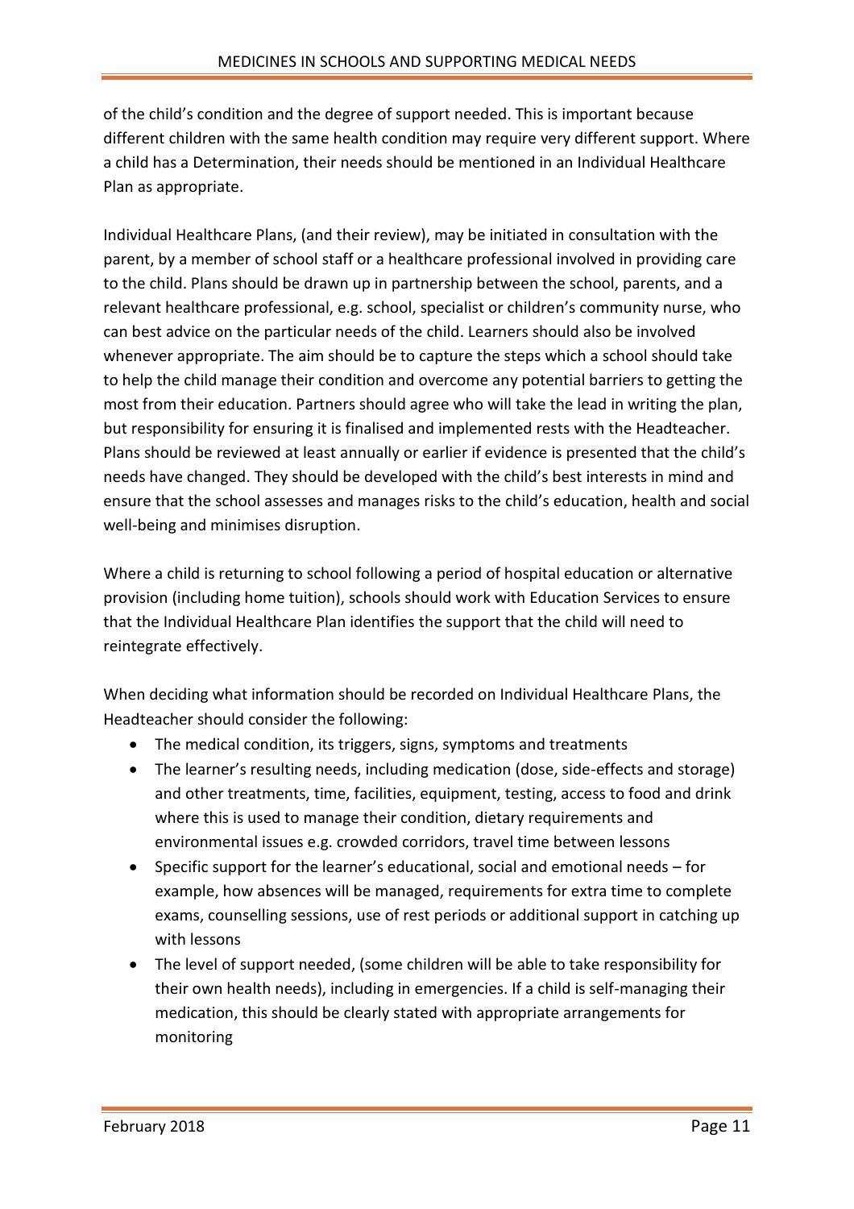of the child's condition and the degree of support needed. This is important because different children with the same health condition may require very different support. Where a child has a Determination, their needs should be mentioned in an Individual Healthcare Plan as appropriate.

Individual Healthcare Plans, (and their review), may be initiated in consultation with the parent, by a member of school staff or a healthcare professional involved in providing care to the child. Plans should be drawn up in partnership between the school, parents, and a relevant healthcare professional, e.g. school, specialist or children's community nurse, who can best advice on the particular needs of the child. Learners should also be involved whenever appropriate. The aim should be to capture the steps which a school should take to help the child manage their condition and overcome any potential barriers to getting the most from their education. Partners should agree who will take the lead in writing the plan, but responsibility for ensuring it is finalised and implemented rests with the Headteacher. Plans should be reviewed at least annually or earlier if evidence is presented that the child's needs have changed. They should be developed with the child's best interests in mind and ensure that the school assesses and manages risks to the child's education, health and social well-being and minimises disruption.

Where a child is returning to school following a period of hospital education or alternative provision (including home tuition), schools should work with Education Services to ensure that the Individual Healthcare Plan identifies the support that the child will need to reintegrate effectively.

When deciding what information should be recorded on Individual Healthcare Plans, the Headteacher should consider the following:

- The medical condition, its triggers, signs, symptoms and treatments
- The learner's resulting needs, including medication (dose, side-effects and storage) and other treatments, time, facilities, equipment, testing, access to food and drink where this is used to manage their condition, dietary requirements and environmental issues e.g. crowded corridors, travel time between lessons
- Specific support for the learner's educational, social and emotional needs – for example, how absences will be managed, requirements for extra time to complete exams, counselling sessions, use of rest periods or additional support in catching up with lessons
- The level of support needed, (some children will be able to take responsibility for their own health needs), including in emergencies. If a child is self-managing their medication, this should be clearly stated with appropriate arrangements for monitoring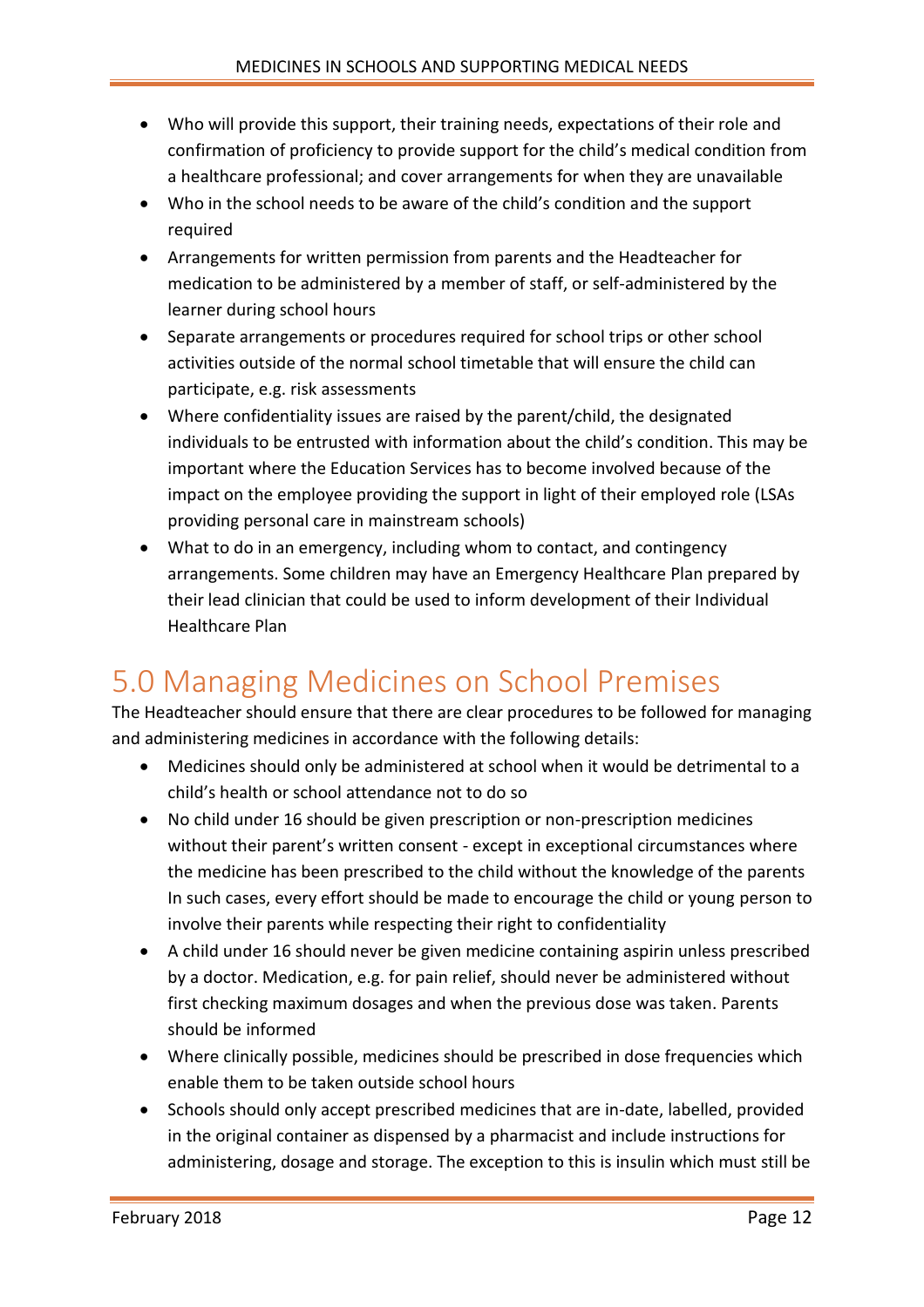- Who will provide this support, their training needs, expectations of their role and confirmation of proficiency to provide support for the child's medical condition from a healthcare professional; and cover arrangements for when they are unavailable
- Who in the school needs to be aware of the child's condition and the support required
- Arrangements for written permission from parents and the Headteacher for medication to be administered by a member of staff, or self-administered by the learner during school hours
- Separate arrangements or procedures required for school trips or other school activities outside of the normal school timetable that will ensure the child can participate, e.g. risk assessments
- Where confidentiality issues are raised by the parent/child, the designated individuals to be entrusted with information about the child's condition. This may be important where the Education Services has to become involved because of the impact on the employee providing the support in light of their employed role (LSAs providing personal care in mainstream schools)
- What to do in an emergency, including whom to contact, and contingency arrangements. Some children may have an Emergency Healthcare Plan prepared by their lead clinician that could be used to inform development of their Individual Healthcare Plan

# 5.0 Managing Medicines on School Premises

The Headteacher should ensure that there are clear procedures to be followed for managing and administering medicines in accordance with the following details:

- Medicines should only be administered at school when it would be detrimental to a child's health or school attendance not to do so
- No child under 16 should be given prescription or non-prescription medicines without their parent's written consent - except in exceptional circumstances where the medicine has been prescribed to the child without the knowledge of the parents In such cases, every effort should be made to encourage the child or young person to involve their parents while respecting their right to confidentiality
- A child under 16 should never be given medicine containing aspirin unless prescribed by a doctor. Medication, e.g. for pain relief, should never be administered without first checking maximum dosages and when the previous dose was taken. Parents should be informed
- Where clinically possible, medicines should be prescribed in dose frequencies which enable them to be taken outside school hours
- Schools should only accept prescribed medicines that are in-date, labelled, provided in the original container as dispensed by a pharmacist and include instructions for administering, dosage and storage. The exception to this is insulin which must still be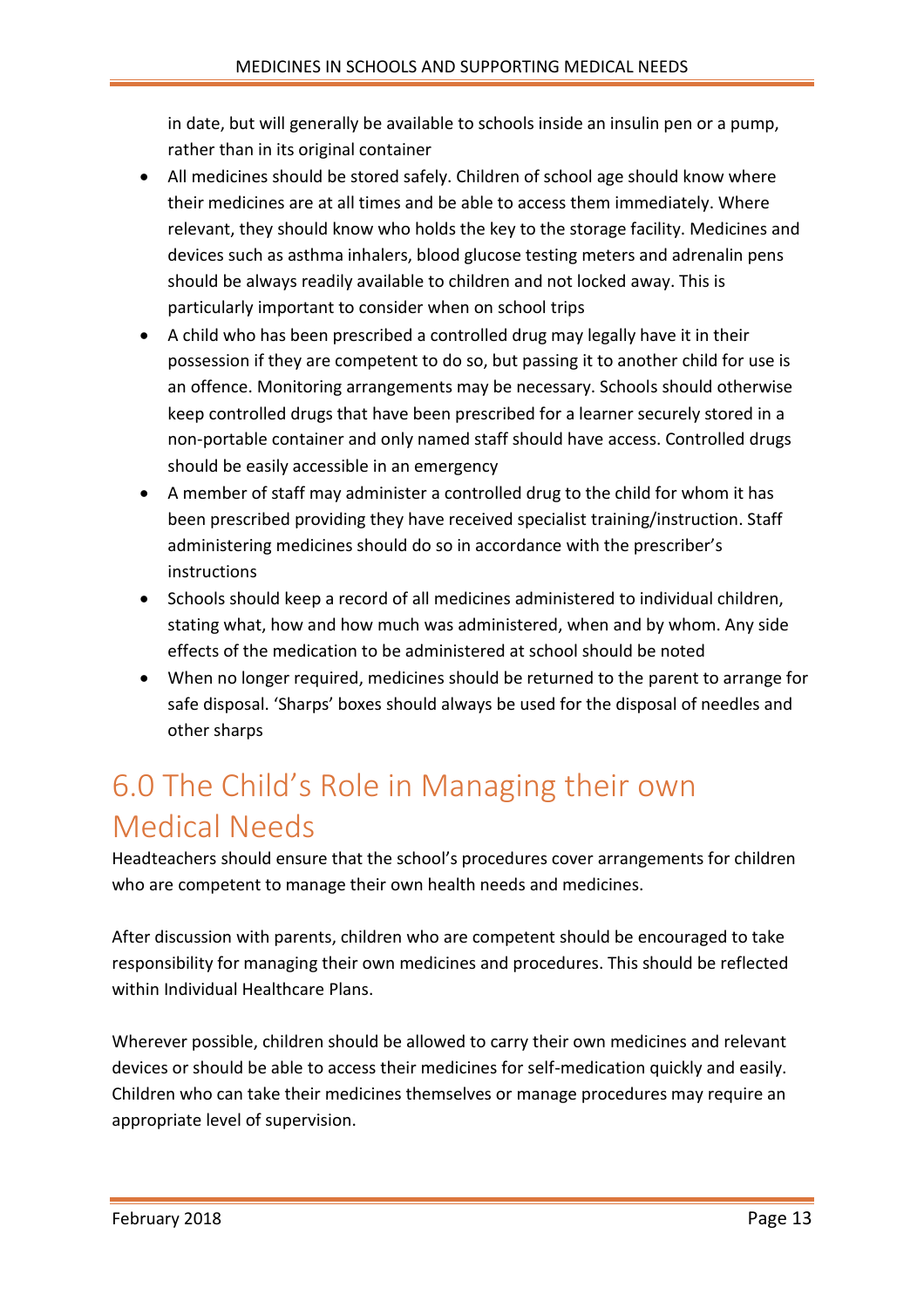in date, but will generally be available to schools inside an insulin pen or a pump, rather than in its original container

- All medicines should be stored safely. Children of school age should know where their medicines are at all times and be able to access them immediately. Where relevant, they should know who holds the key to the storage facility. Medicines and devices such as asthma inhalers, blood glucose testing meters and adrenalin pens should be always readily available to children and not locked away. This is particularly important to consider when on school trips
- A child who has been prescribed a controlled drug may legally have it in their possession if they are competent to do so, but passing it to another child for use is an offence. Monitoring arrangements may be necessary. Schools should otherwise keep controlled drugs that have been prescribed for a learner securely stored in a non-portable container and only named staff should have access. Controlled drugs should be easily accessible in an emergency
- A member of staff may administer a controlled drug to the child for whom it has been prescribed providing they have received specialist training/instruction. Staff administering medicines should do so in accordance with the prescriber's instructions
- Schools should keep a record of all medicines administered to individual children, stating what, how and how much was administered, when and by whom. Any side effects of the medication to be administered at school should be noted
- When no longer required, medicines should be returned to the parent to arrange for safe disposal. 'Sharps' boxes should always be used for the disposal of needles and other sharps

# 6.0 The Child's Role in Managing their own Medical Needs

Headteachers should ensure that the school's procedures cover arrangements for children who are competent to manage their own health needs and medicines.

After discussion with parents, children who are competent should be encouraged to take responsibility for managing their own medicines and procedures. This should be reflected within Individual Healthcare Plans.

Wherever possible, children should be allowed to carry their own medicines and relevant devices or should be able to access their medicines for self-medication quickly and easily. Children who can take their medicines themselves or manage procedures may require an appropriate level of supervision.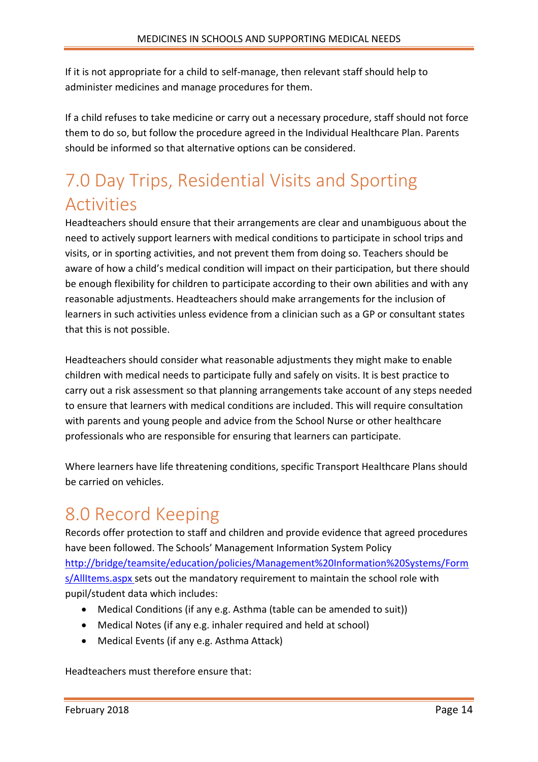If it is not appropriate for a child to self-manage, then relevant staff should help to administer medicines and manage procedures for them.

If a child refuses to take medicine or carry out a necessary procedure, staff should not force them to do so, but follow the procedure agreed in the Individual Healthcare Plan. Parents should be informed so that alternative options can be considered.

# 7.0 Day Trips, Residential Visits and Sporting Activities

Headteachers should ensure that their arrangements are clear and unambiguous about the need to actively support learners with medical conditions to participate in school trips and visits, or in sporting activities, and not prevent them from doing so. Teachers should be aware of how a child's medical condition will impact on their participation, but there should be enough flexibility for children to participate according to their own abilities and with any reasonable adjustments. Headteachers should make arrangements for the inclusion of learners in such activities unless evidence from a clinician such as a GP or consultant states that this is not possible.

Headteachers should consider what reasonable adjustments they might make to enable children with medical needs to participate fully and safely on visits. It is best practice to carry out a risk assessment so that planning arrangements take account of any steps needed to ensure that learners with medical conditions are included. This will require consultation with parents and young people and advice from the School Nurse or other healthcare professionals who are responsible for ensuring that learners can participate.

Where learners have life threatening conditions, specific Transport Healthcare Plans should be carried on vehicles.

# 8.0 Record Keeping

Records offer protection to staff and children and provide evidence that agreed procedures have been followed. The Schools' Management Information System Policy [http://bridge/teamsite/education/policies/Management%20Information%20Systems/Forms/AllItems.aspx](http://bridge/teamsite/education/policies/Management%20Information%20Systems/Forms/AllItems.aspx) sets out the mandatory requirement to maintain the school role with pupil/student data which includes:

- Medical Conditions (if any e.g. Asthma (table can be amended to suit))
- Medical Notes (if any e.g. inhaler required and held at school)
- Medical Events (if any e.g. Asthma Attack)

Headteachers must therefore ensure that: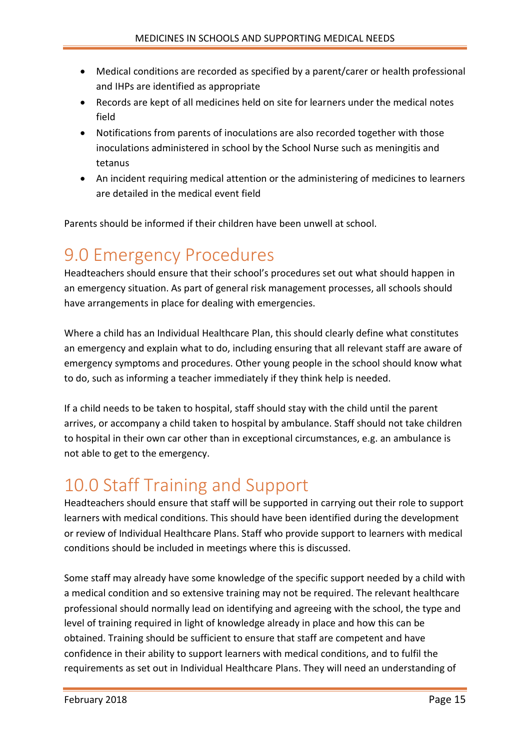- Medical conditions are recorded as specified by a parent/carer or health professional and IHPs are identified as appropriate
- Records are kept of all medicines held on site for learners under the medical notes field
- Notifications from parents of inoculations are also recorded together with those inoculations administered in school by the School Nurse such as meningitis and tetanus
- An incident requiring medical attention or the administering of medicines to learners are detailed in the medical event field

Parents should be informed if their children have been unwell at school.

# 9.0 Emergency Procedures

Headteachers should ensure that their school's procedures set out what should happen in an emergency situation. As part of general risk management processes, all schools should have arrangements in place for dealing with emergencies.

Where a child has an Individual Healthcare Plan, this should clearly define what constitutes an emergency and explain what to do, including ensuring that all relevant staff are aware of emergency symptoms and procedures. Other young people in the school should know what to do, such as informing a teacher immediately if they think help is needed.

If a child needs to be taken to hospital, staff should stay with the child until the parent arrives, or accompany a child taken to hospital by ambulance. Staff should not take children to hospital in their own car other than in exceptional circumstances, e.g. an ambulance is not able to get to the emergency.

# 10.0 Staff Training and Support

Headteachers should ensure that staff will be supported in carrying out their role to support learners with medical conditions. This should have been identified during the development or review of Individual Healthcare Plans. Staff who provide support to learners with medical conditions should be included in meetings where this is discussed.

Some staff may already have some knowledge of the specific support needed by a child with a medical condition and so extensive training may not be required. The relevant healthcare professional should normally lead on identifying and agreeing with the school, the type and level of training required in light of knowledge already in place and how this can be obtained. Training should be sufficient to ensure that staff are competent and have confidence in their ability to support learners with medical conditions, and to fulfil the requirements as set out in Individual Healthcare Plans. They will need an understanding of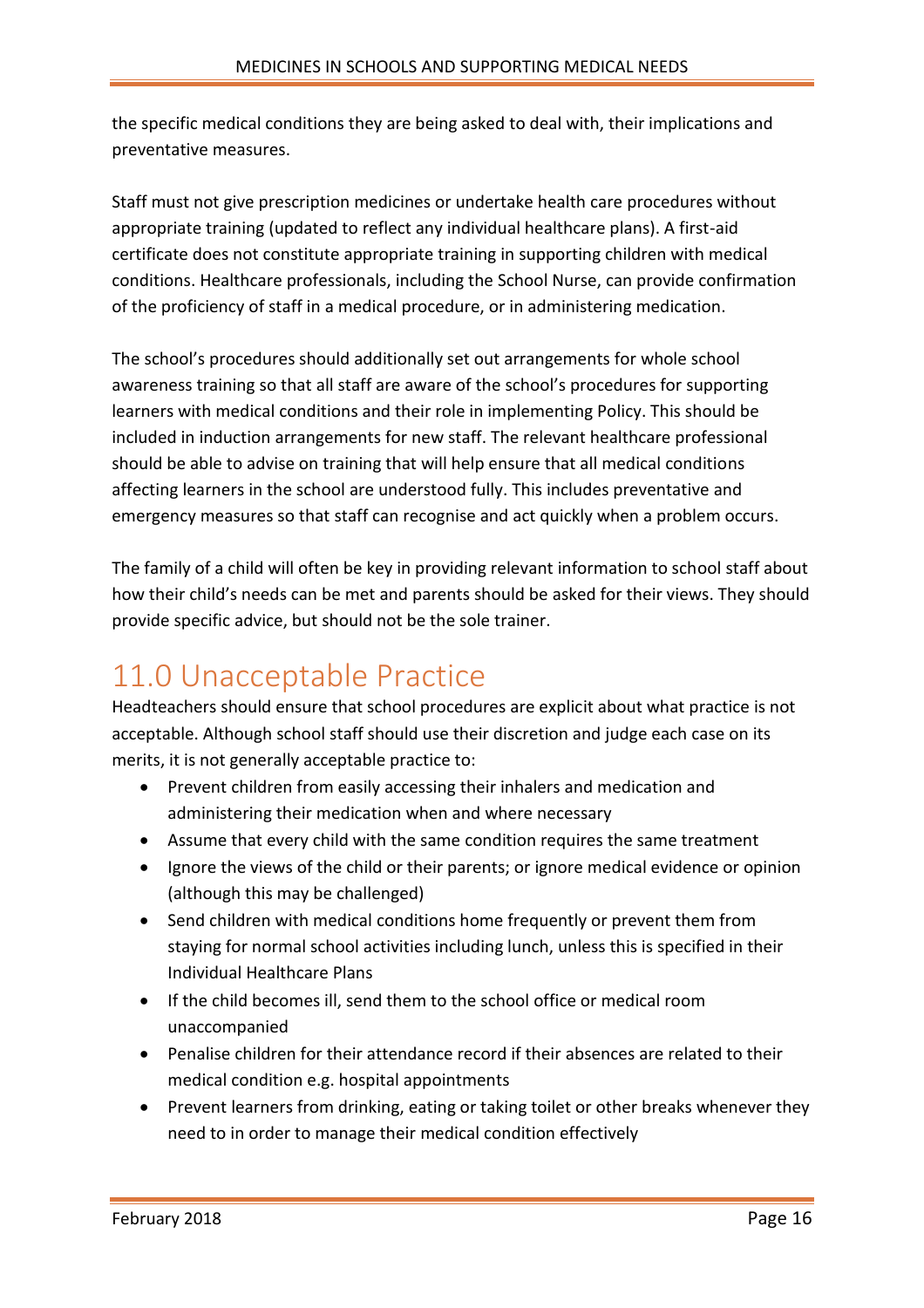the specific medical conditions they are being asked to deal with, their implications and preventative measures.

Staff must not give prescription medicines or undertake health care procedures without appropriate training (updated to reflect any individual healthcare plans). A first-aid certificate does not constitute appropriate training in supporting children with medical conditions. Healthcare professionals, including the School Nurse, can provide confirmation of the proficiency of staff in a medical procedure, or in administering medication.

The school's procedures should additionally set out arrangements for whole school awareness training so that all staff are aware of the school's procedures for supporting learners with medical conditions and their role in implementing Policy. This should be included in induction arrangements for new staff. The relevant healthcare professional should be able to advise on training that will help ensure that all medical conditions affecting learners in the school are understood fully. This includes preventative and emergency measures so that staff can recognise and act quickly when a problem occurs.

The family of a child will often be key in providing relevant information to school staff about how their child's needs can be met and parents should be asked for their views. They should provide specific advice, but should not be the sole trainer.

# 11.0 Unacceptable Practice

Headteachers should ensure that school procedures are explicit about what practice is not acceptable. Although school staff should use their discretion and judge each case on its merits, it is not generally acceptable practice to:

- Prevent children from easily accessing their inhalers and medication and administering their medication when and where necessary
- Assume that every child with the same condition requires the same treatment
- Ignore the views of the child or their parents; or ignore medical evidence or opinion (although this may be challenged)
- Send children with medical conditions home frequently or prevent them from staying for normal school activities including lunch, unless this is specified in their Individual Healthcare Plans
- If the child becomes ill, send them to the school office or medical room unaccompanied
- Penalise children for their attendance record if their absences are related to their medical condition e.g. hospital appointments
- Prevent learners from drinking, eating or taking toilet or other breaks whenever they need to in order to manage their medical condition effectively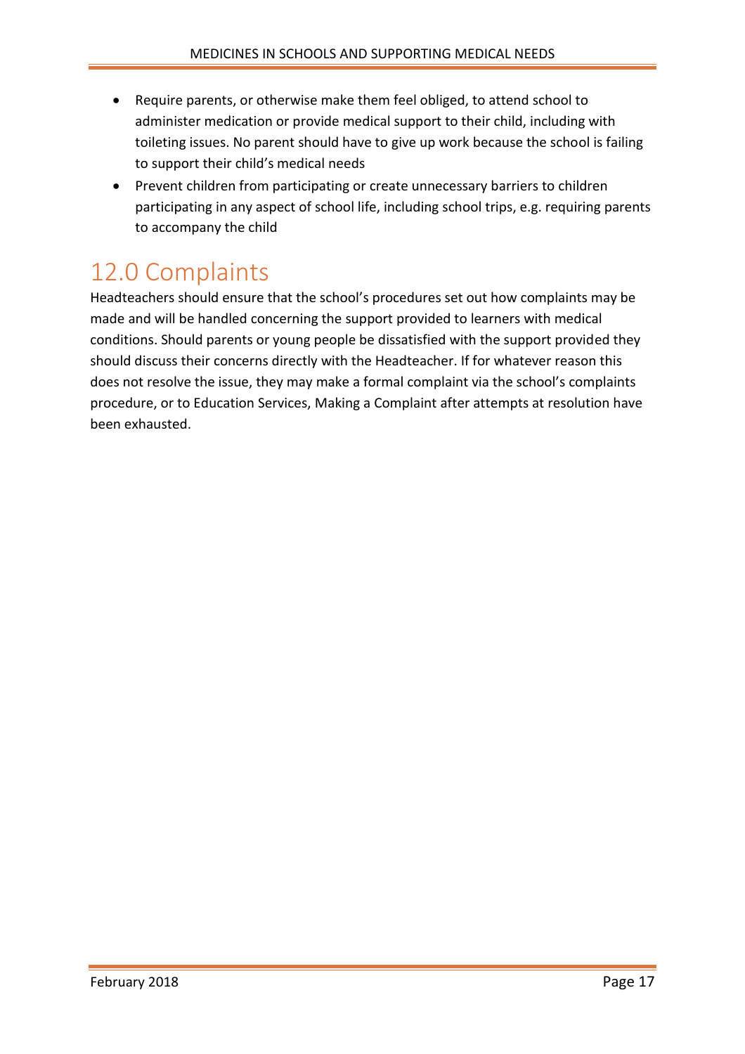- Require parents, or otherwise make them feel obliged, to attend school to administer medication or provide medical support to their child, including with toileting issues. No parent should have to give up work because the school is failing to support their child's medical needs
- Prevent children from participating or create unnecessary barriers to children participating in any aspect of school life, including school trips, e.g. requiring parents to accompany the child

# 12.0 Complaints

Headteachers should ensure that the school's procedures set out how complaints may be made and will be handled concerning the support provided to learners with medical conditions. Should parents or young people be dissatisfied with the support provided they should discuss their concerns directly with the Headteacher. If for whatever reason this does not resolve the issue, they may make a formal complaint via the school's complaints procedure, or to Education Services, Making a Complaint after attempts at resolution have been exhausted.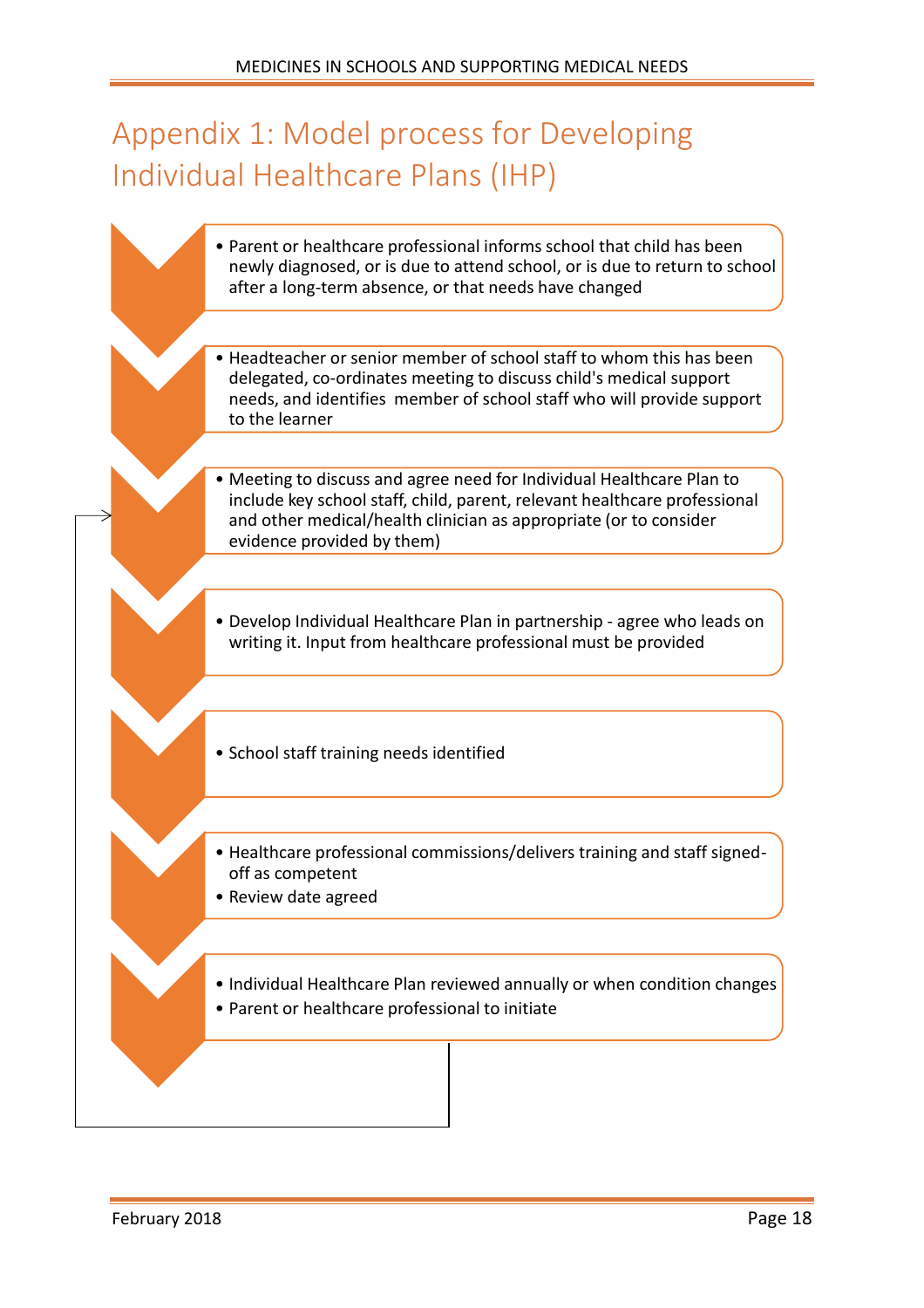# Appendix 1: Model process for Developing Individual Healthcare Plans (IHP)

- Parent or healthcare professional informs school that child has been newly diagnosed, or is due to attend school, or is due to return to school after a long-term absence, or that needs have changed

- Headteacher or senior member of school staff to whom this has been delegated, co-ordinates meeting to discuss child's medical support needs, and identifies member of school staff who will provide support to the learner

- Meeting to discuss and agree need for Individual Healthcare Plan to include key school staff, child, parent, relevant healthcare professional and other medical/health clinician as appropriate (or to consider evidence provided by them)

- Develop Individual Healthcare Plan in partnership - agree who leads on writing it. Input from healthcare professional must be provided

- School staff training needs identified

- Healthcare professional commissions/delivers training and staff signed-off as competent
- Review date agreed

- Individual Healthcare Plan reviewed annually or when condition changes
- Parent or healthcare professional to initiate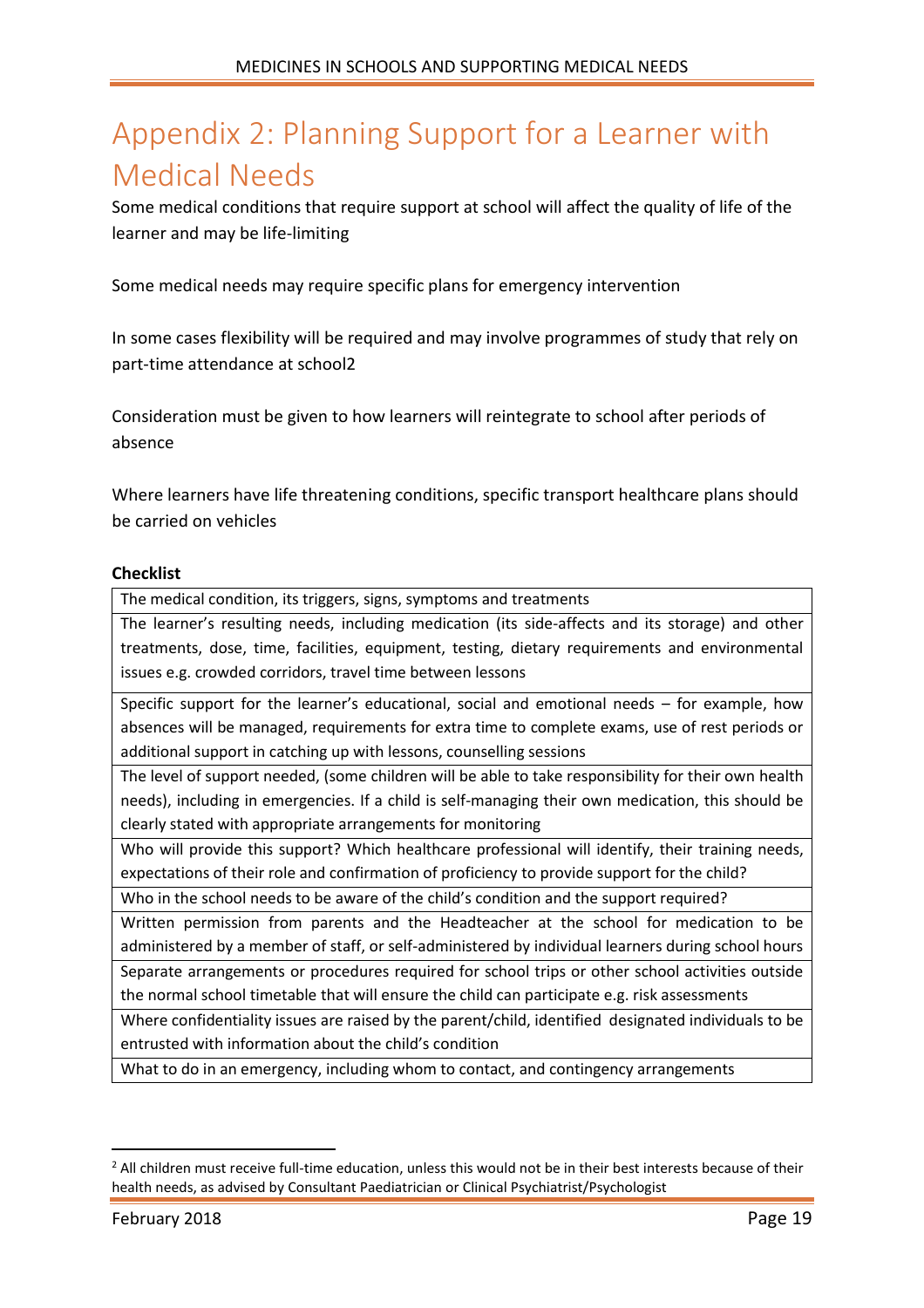# Appendix 2: Planning Support for a Learner with Medical Needs

Some medical conditions that require support at school will affect the quality of life of the learner and may be life-limiting

Some medical needs may require specific plans for emergency intervention

In some cases flexibility will be required and may involve programmes of study that rely on part-time attendance at school[2]

Consideration must be given to how learners will reintegrate to school after periods of absence

Where learners have life threatening conditions, specific transport healthcare plans should be carried on vehicles

**Checklist**

| |
|---|
| The medical condition, its triggers, signs, symptoms and treatments |
| The learner's resulting needs, including medication (its side-affects and its storage) and other treatments, dose, time, facilities, equipment, testing, dietary requirements and environmental issues e.g. crowded corridors, travel time between lessons |
| Specific support for the learner's educational, social and emotional needs – for example, how absences will be managed, requirements for extra time to complete exams, use of rest periods or additional support in catching up with lessons, counselling sessions |
| The level of support needed, (some children will be able to take responsibility for their own health needs), including in emergencies. If a child is self-managing their own medication, this should be clearly stated with appropriate arrangements for monitoring |
| Who will provide this support? Which healthcare professional will identify, their training needs, expectations of their role and confirmation of proficiency to provide support for the child? |
| Who in the school needs to be aware of the child's condition and the support required? |
| Written permission from parents and the Headteacher at the school for medication to be administered by a member of staff, or self-administered by individual learners during school hours |
| Separate arrangements or procedures required for school trips or other school activities outside the normal school timetable that will ensure the child can participate e.g. risk assessments |
| Where confidentiality issues are raised by the parent/child, identified designated individuals to be entrusted with information about the child's condition |
| What to do in an emergency, including whom to contact, and contingency arrangements |

[2] All children must receive full-time education, unless this would not be in their best interests because of their health needs, as advised by Consultant Paediatrician or Clinical Psychiatrist/Psychologist